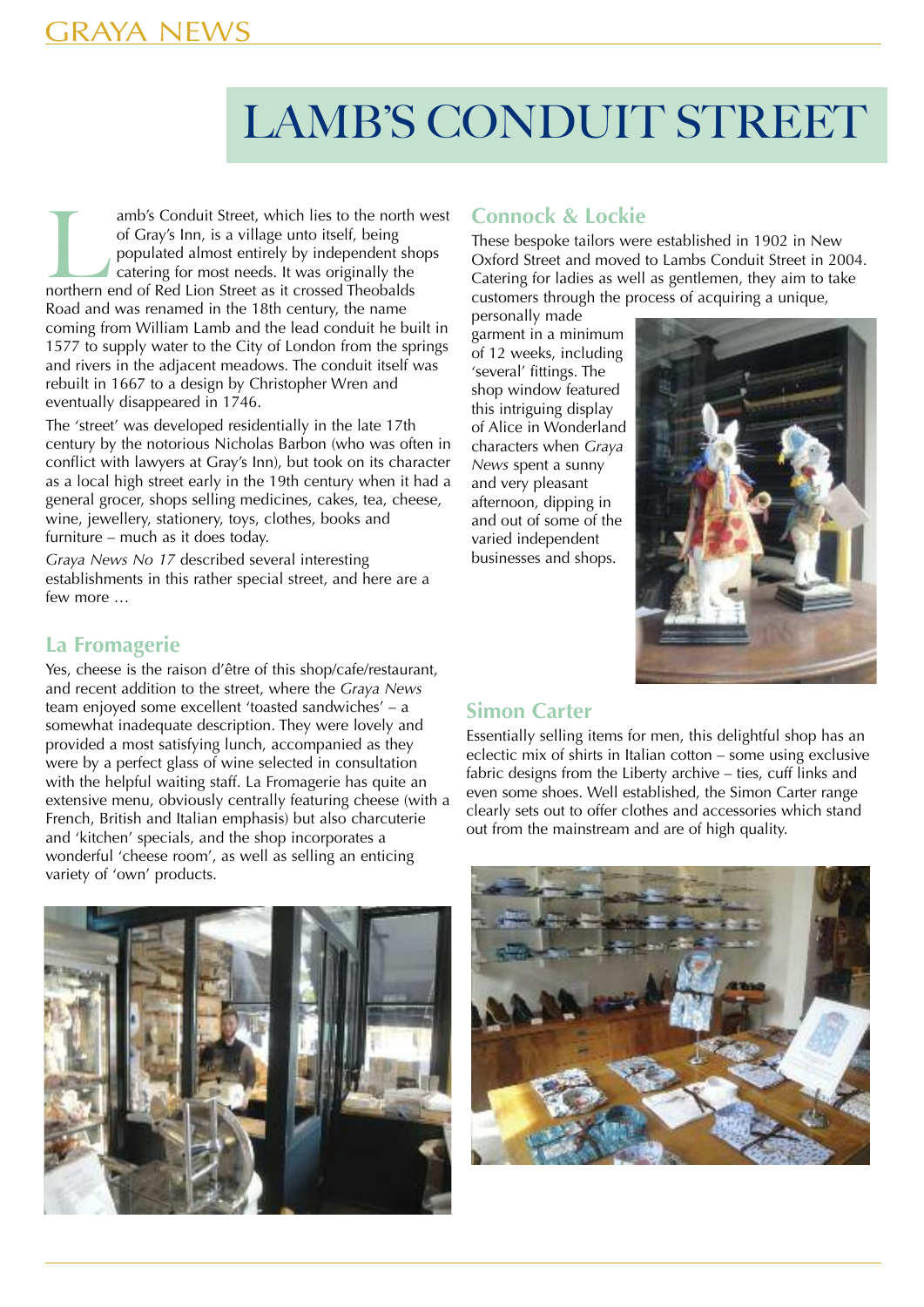# LAMB'S CONDUIT STREET

Lamb's Conduit Street, which lies to the north west of Gray's Inn, is a village unto itself, being populated almost entirely by independent shops catering for most needs. It was originally the northern end of Red Lion Street as it crossed Theobalds Road and was renamed in the 18th century, the name coming from William Lamb and the lead conduit he built in 1577 to supply water to the City of London from the springs and rivers in the adjacent meadows. The conduit itself was rebuilt in 1667 to a design by Christopher Wren and eventually disappeared in 1746.

The 'street' was developed residentially in the late 17th century by the notorious Nicholas Barbon (who was often in conflict with lawyers at Gray's Inn), but took on its character as a local high street early in the 19th century when it had a general grocer, shops selling medicines, cakes, tea, cheese, wine, jewellery, stationery, toys, clothes, books and furniture – much as it does today.

*Graya News No 17* described several interesting establishments in this rather special street, and here are a few more …

## La Fromagerie

Yes, cheese is the raison d'être of this shop/cafe/restaurant, and recent addition to the street, where the *Graya News* team enjoyed some excellent 'toasted sandwiches' – a somewhat inadequate description. They were lovely and provided a most satisfying lunch, accompanied as they were by a perfect glass of wine selected in consultation with the helpful waiting staff. La Fromagerie has quite an extensive menu, obviously centrally featuring cheese (with a French, British and Italian emphasis) but also charcuterie and 'kitchen' specials, and the shop incorporates a wonderful 'cheese room', as well as selling an enticing variety of 'own' products.

## Connock & Lockie

These bespoke tailors were established in 1902 in New Oxford Street and moved to Lambs Conduit Street in 2004. Catering for ladies as well as gentlemen, they aim to take customers through the process of acquiring a unique, personally made garment in a minimum of 12 weeks, including 'several' fittings. The shop window featured this intriguing display of Alice in Wonderland characters when *Graya News* spent a sunny and very pleasant afternoon, dipping in and out of some of the varied independent businesses and shops.

## Simon Carter

Essentially selling items for men, this delightful shop has an eclectic mix of shirts in Italian cotton – some using exclusive fabric designs from the Liberty archive – ties, cuff links and even some shoes. Well established, the Simon Carter range clearly sets out to offer clothes and accessories which stand out from the mainstream and are of high quality.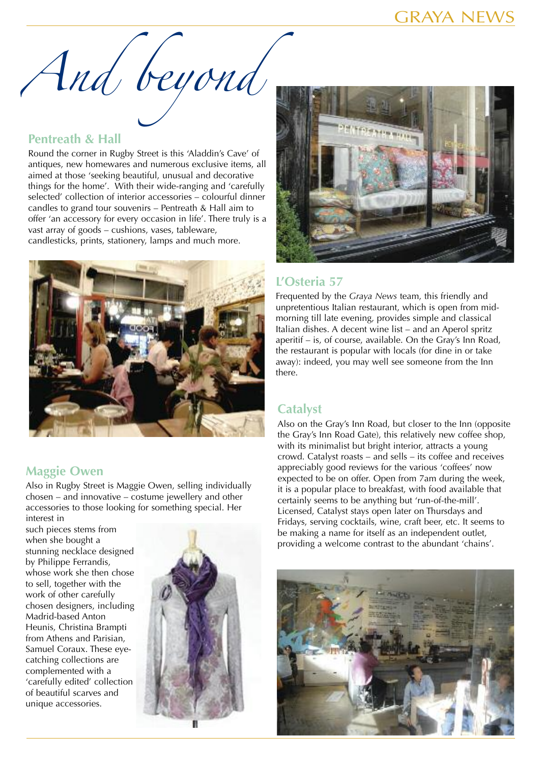# And beyond

## Pentreath & Hall

Round the corner in Rugby Street is this 'Aladdin's Cave' of antiques, new homewares and numerous exclusive items, all aimed at those 'seeking beautiful, unusual and decorative things for the home'. With their wide-ranging and 'carefully selected' collection of interior accessories – colourful dinner candles to grand tour souvenirs – Pentreath & Hall aim to offer 'an accessory for every occasion in life'. There truly is a vast array of goods – cushions, vases, tableware, candlesticks, prints, stationery, lamps and much more.

## Maggie Owen

Also in Rugby Street is Maggie Owen, selling individually chosen – and innovative – costume jewellery and other accessories to those looking for something special. Her interest in such pieces stems from when she bought a stunning necklace designed by Philippe Ferrandis, whose work she then chose to sell, together with the work of other carefully chosen designers, including Madrid-based Anton Heunis, Christina Brampti from Athens and Parisian, Samuel Coraux. These eye-catching collections are complemented with a 'carefully edited' collection of beautiful scarves and unique accessories.

## L'Osteria 57

Frequented by the *Graya News* team, this friendly and unpretentious Italian restaurant, which is open from mid-morning till late evening, provides simple and classical Italian dishes. A decent wine list – and an Aperol spritz aperitif – is, of course, available. On the Gray's Inn Road, the restaurant is popular with locals (for dine in or take away): indeed, you may well see someone from the Inn there.

## Catalyst

Also on the Gray's Inn Road, but closer to the Inn (opposite the Gray's Inn Road Gate), this relatively new coffee shop, with its minimalist but bright interior, attracts a young crowd. Catalyst roasts – and sells – its coffee and receives appreciably good reviews for the various 'coffees' now expected to be on offer. Open from 7am during the week, it is a popular place to breakfast, with food available that certainly seems to be anything but 'run-of-the-mill'. Licensed, Catalyst stays open later on Thursdays and Fridays, serving cocktails, wine, craft beer, etc. It seems to be making a name for itself as an independent outlet, providing a welcome contrast to the abundant 'chains'.